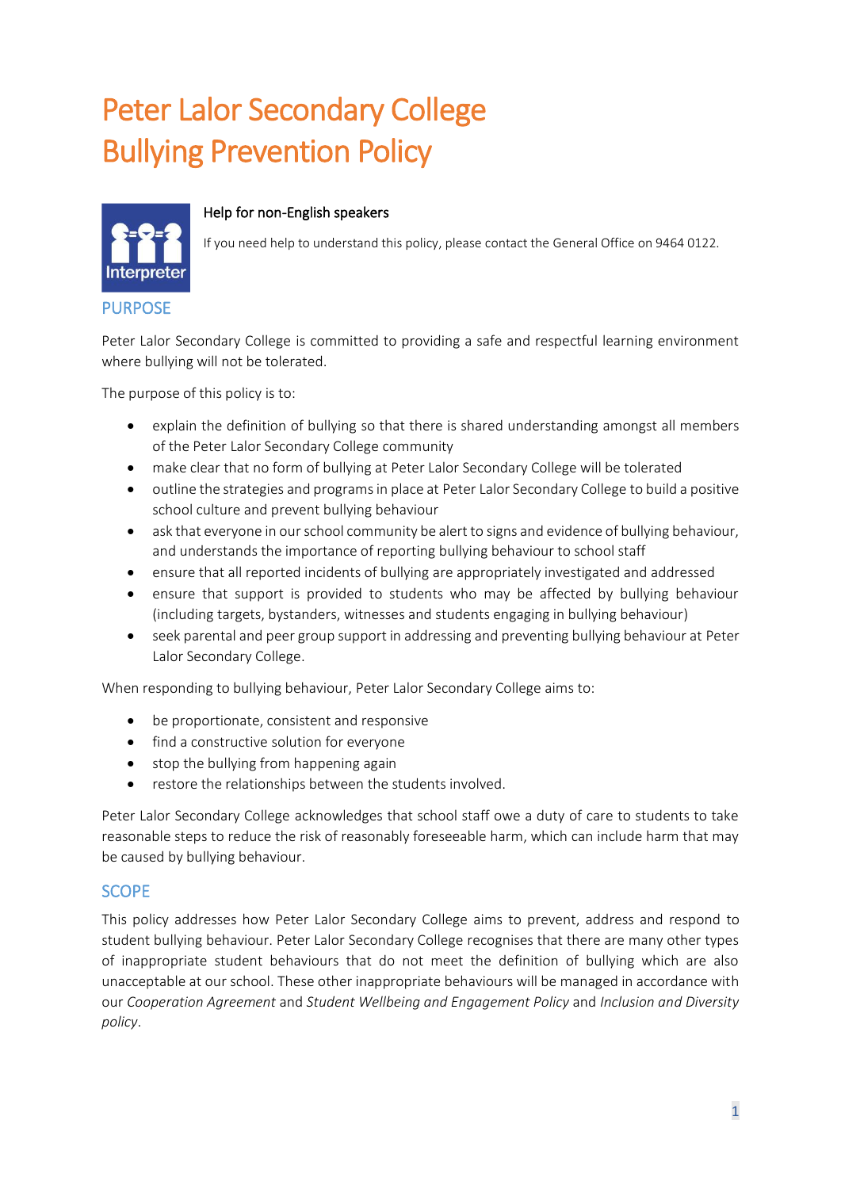# Peter Lalor Secondary College
# Bullying Prevention Policy

### Help for non-English speakers

If you need help to understand this policy, please contact the General Office on 9464 0122.

## PURPOSE

Peter Lalor Secondary College is committed to providing a safe and respectful learning environment where bullying will not be tolerated.

The purpose of this policy is to:

- explain the definition of bullying so that there is shared understanding amongst all members of the Peter Lalor Secondary College community
- make clear that no form of bullying at Peter Lalor Secondary College will be tolerated
- outline the strategies and programs in place at Peter Lalor Secondary College to build a positive school culture and prevent bullying behaviour
- ask that everyone in our school community be alert to signs and evidence of bullying behaviour, and understands the importance of reporting bullying behaviour to school staff
- ensure that all reported incidents of bullying are appropriately investigated and addressed
- ensure that support is provided to students who may be affected by bullying behaviour (including targets, bystanders, witnesses and students engaging in bullying behaviour)
- seek parental and peer group support in addressing and preventing bullying behaviour at Peter Lalor Secondary College.

When responding to bullying behaviour, Peter Lalor Secondary College aims to:

- be proportionate, consistent and responsive
- find a constructive solution for everyone
- stop the bullying from happening again
- restore the relationships between the students involved.

Peter Lalor Secondary College acknowledges that school staff owe a duty of care to students to take reasonable steps to reduce the risk of reasonably foreseeable harm, which can include harm that may be caused by bullying behaviour.

## SCOPE

This policy addresses how Peter Lalor Secondary College aims to prevent, address and respond to student bullying behaviour. Peter Lalor Secondary College recognises that there are many other types of inappropriate student behaviours that do not meet the definition of bullying which are also unacceptable at our school. These other inappropriate behaviours will be managed in accordance with our *Cooperation Agreement* and *Student Wellbeing and Engagement Policy* and *Inclusion and Diversity policy*.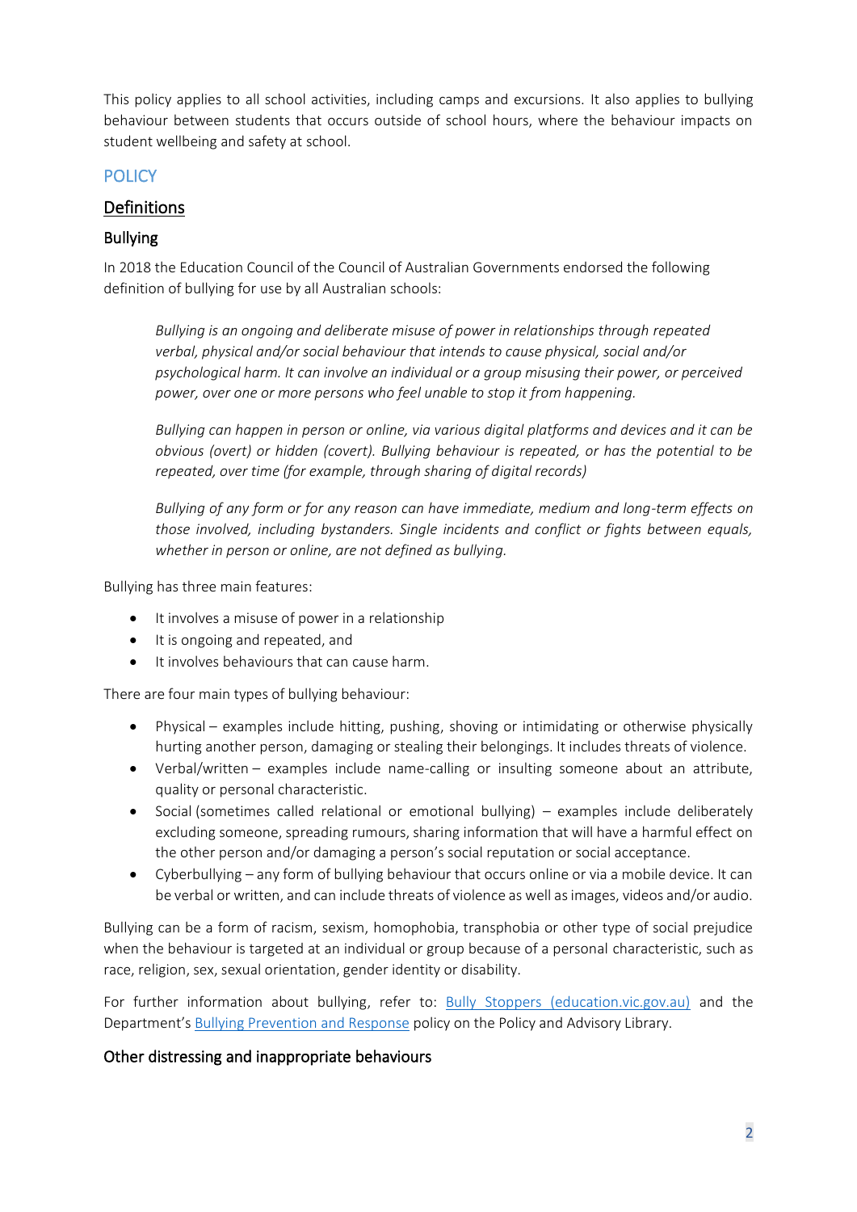This policy applies to all school activities, including camps and excursions. It also applies to bullying behaviour between students that occurs outside of school hours, where the behaviour impacts on student wellbeing and safety at school.

## POLICY

### Definitions

#### Bullying

In 2018 the Education Council of the Council of Australian Governments endorsed the following definition of bullying for use by all Australian schools:

> *Bullying is an ongoing and deliberate misuse of power in relationships through repeated verbal, physical and/or social behaviour that intends to cause physical, social and/or psychological harm. It can involve an individual or a group misusing their power, or perceived power, over one or more persons who feel unable to stop it from happening.*
>
> *Bullying can happen in person or online, via various digital platforms and devices and it can be obvious (overt) or hidden (covert). Bullying behaviour is repeated, or has the potential to be repeated, over time (for example, through sharing of digital records)*
>
> *Bullying of any form or for any reason can have immediate, medium and long-term effects on those involved, including bystanders. Single incidents and conflict or fights between equals, whether in person or online, are not defined as bullying.*

Bullying has three main features:

- It involves a misuse of power in a relationship
- It is ongoing and repeated, and
- It involves behaviours that can cause harm.

There are four main types of bullying behaviour:

- Physical – examples include hitting, pushing, shoving or intimidating or otherwise physically hurting another person, damaging or stealing their belongings. It includes threats of violence.
- Verbal/written – examples include name-calling or insulting someone about an attribute, quality or personal characteristic.
- Social (sometimes called relational or emotional bullying) – examples include deliberately excluding someone, spreading rumours, sharing information that will have a harmful effect on the other person and/or damaging a person's social reputation or social acceptance.
- Cyberbullying – any form of bullying behaviour that occurs online or via a mobile device. It can be verbal or written, and can include threats of violence as well as images, videos and/or audio.

Bullying can be a form of racism, sexism, homophobia, transphobia or other type of social prejudice when the behaviour is targeted at an individual or group because of a personal characteristic, such as race, religion, sex, sexual orientation, gender identity or disability.

For further information about bullying, refer to: Bully Stoppers (education.vic.gov.au) and the Department's Bullying Prevention and Response policy on the Policy and Advisory Library.

#### Other distressing and inappropriate behaviours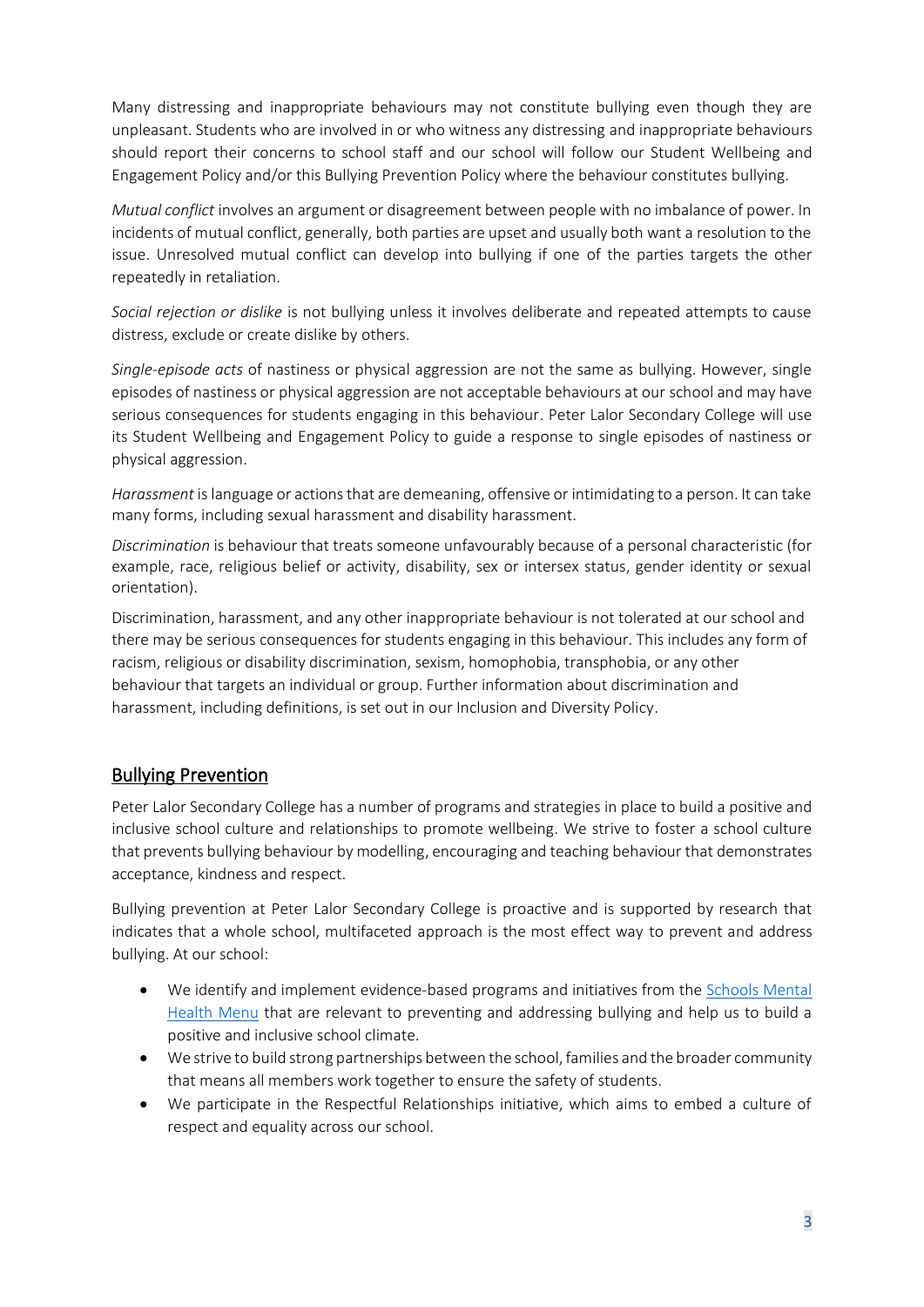Many distressing and inappropriate behaviours may not constitute bullying even though they are unpleasant. Students who are involved in or who witness any distressing and inappropriate behaviours should report their concerns to school staff and our school will follow our Student Wellbeing and Engagement Policy and/or this Bullying Prevention Policy where the behaviour constitutes bullying.

*Mutual conflict* involves an argument or disagreement between people with no imbalance of power. In incidents of mutual conflict, generally, both parties are upset and usually both want a resolution to the issue. Unresolved mutual conflict can develop into bullying if one of the parties targets the other repeatedly in retaliation.

*Social rejection or dislike* is not bullying unless it involves deliberate and repeated attempts to cause distress, exclude or create dislike by others.

*Single-episode acts* of nastiness or physical aggression are not the same as bullying. However, single episodes of nastiness or physical aggression are not acceptable behaviours at our school and may have serious consequences for students engaging in this behaviour. Peter Lalor Secondary College will use its Student Wellbeing and Engagement Policy to guide a response to single episodes of nastiness or physical aggression.

*Harassment* is language or actions that are demeaning, offensive or intimidating to a person. It can take many forms, including sexual harassment and disability harassment.

*Discrimination* is behaviour that treats someone unfavourably because of a personal characteristic (for example, race, religious belief or activity, disability, sex or intersex status, gender identity or sexual orientation).

Discrimination, harassment, and any other inappropriate behaviour is not tolerated at our school and there may be serious consequences for students engaging in this behaviour. This includes any form of racism, religious or disability discrimination, sexism, homophobia, transphobia, or any other behaviour that targets an individual or group. Further information about discrimination and harassment, including definitions, is set out in our Inclusion and Diversity Policy.

## Bullying Prevention

Peter Lalor Secondary College has a number of programs and strategies in place to build a positive and inclusive school culture and relationships to promote wellbeing. We strive to foster a school culture that prevents bullying behaviour by modelling, encouraging and teaching behaviour that demonstrates acceptance, kindness and respect.

Bullying prevention at Peter Lalor Secondary College is proactive and is supported by research that indicates that a whole school, multifaceted approach is the most effect way to prevent and address bullying. At our school:

- We identify and implement evidence-based programs and initiatives from the Schools Mental Health Menu that are relevant to preventing and addressing bullying and help us to build a positive and inclusive school climate.
- We strive to build strong partnerships between the school, families and the broader community that means all members work together to ensure the safety of students.
- We participate in the Respectful Relationships initiative, which aims to embed a culture of respect and equality across our school.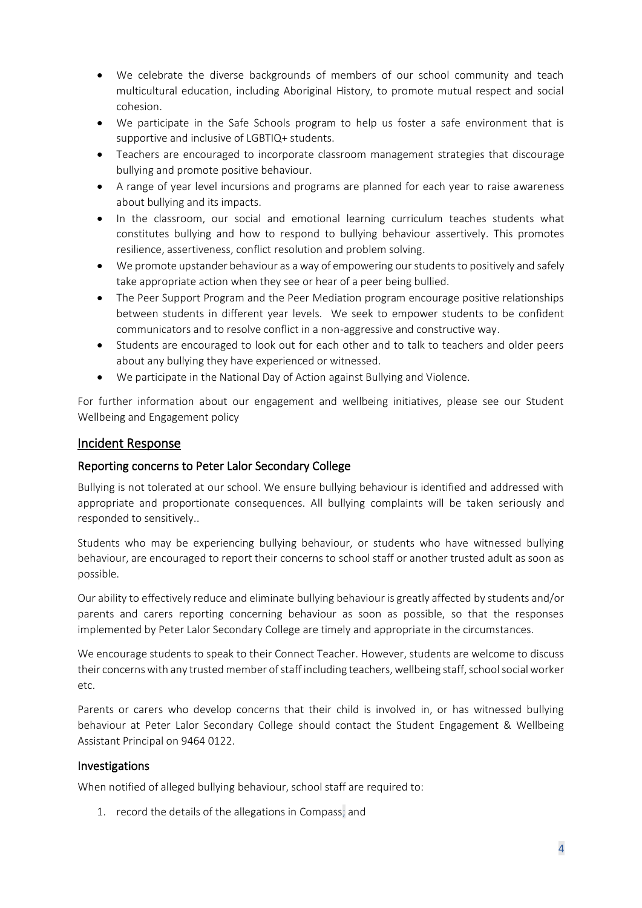- We celebrate the diverse backgrounds of members of our school community and teach multicultural education, including Aboriginal History, to promote mutual respect and social cohesion.
- We participate in the Safe Schools program to help us foster a safe environment that is supportive and inclusive of LGBTIQ+ students.
- Teachers are encouraged to incorporate classroom management strategies that discourage bullying and promote positive behaviour.
- A range of year level incursions and programs are planned for each year to raise awareness about bullying and its impacts.
- In the classroom, our social and emotional learning curriculum teaches students what constitutes bullying and how to respond to bullying behaviour assertively. This promotes resilience, assertiveness, conflict resolution and problem solving.
- We promote upstander behaviour as a way of empowering our students to positively and safely take appropriate action when they see or hear of a peer being bullied.
- The Peer Support Program and the Peer Mediation program encourage positive relationships between students in different year levels. We seek to empower students to be confident communicators and to resolve conflict in a non-aggressive and constructive way.
- Students are encouraged to look out for each other and to talk to teachers and older peers about any bullying they have experienced or witnessed.
- We participate in the National Day of Action against Bullying and Violence.

For further information about our engagement and wellbeing initiatives, please see our Student Wellbeing and Engagement policy

## Incident Response

### Reporting concerns to Peter Lalor Secondary College

Bullying is not tolerated at our school. We ensure bullying behaviour is identified and addressed with appropriate and proportionate consequences. All bullying complaints will be taken seriously and responded to sensitively..

Students who may be experiencing bullying behaviour, or students who have witnessed bullying behaviour, are encouraged to report their concerns to school staff or another trusted adult as soon as possible.

Our ability to effectively reduce and eliminate bullying behaviour is greatly affected by students and/or parents and carers reporting concerning behaviour as soon as possible, so that the responses implemented by Peter Lalor Secondary College are timely and appropriate in the circumstances.

We encourage students to speak to their Connect Teacher. However, students are welcome to discuss their concerns with any trusted member of staff including teachers, wellbeing staff, school social worker etc.

Parents or carers who develop concerns that their child is involved in, or has witnessed bullying behaviour at Peter Lalor Secondary College should contact the Student Engagement & Wellbeing Assistant Principal on 9464 0122.

### Investigations

When notified of alleged bullying behaviour, school staff are required to:

1. record the details of the allegations in Compass; and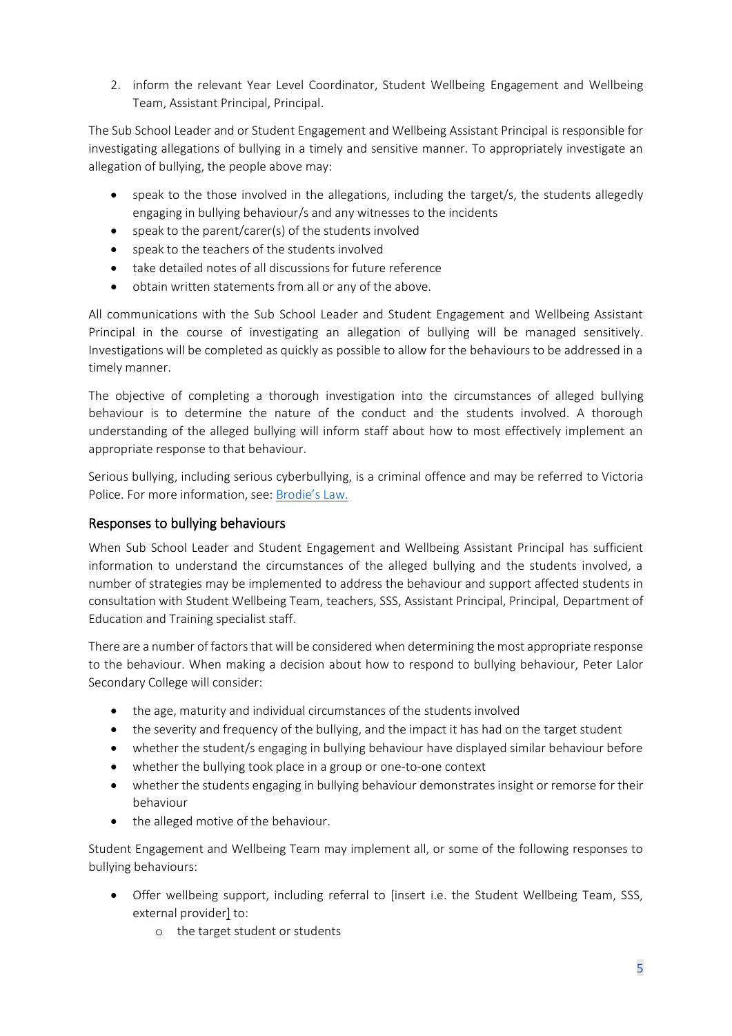2. inform the relevant Year Level Coordinator, Student Wellbeing Engagement and Wellbeing Team, Assistant Principal, Principal.

The Sub School Leader and or Student Engagement and Wellbeing Assistant Principal is responsible for investigating allegations of bullying in a timely and sensitive manner. To appropriately investigate an allegation of bullying, the people above may:

- speak to the those involved in the allegations, including the target/s, the students allegedly engaging in bullying behaviour/s and any witnesses to the incidents
- speak to the parent/carer(s) of the students involved
- speak to the teachers of the students involved
- take detailed notes of all discussions for future reference
- obtain written statements from all or any of the above.

All communications with the Sub School Leader and Student Engagement and Wellbeing Assistant Principal in the course of investigating an allegation of bullying will be managed sensitively. Investigations will be completed as quickly as possible to allow for the behaviours to be addressed in a timely manner.

The objective of completing a thorough investigation into the circumstances of alleged bullying behaviour is to determine the nature of the conduct and the students involved. A thorough understanding of the alleged bullying will inform staff about how to most effectively implement an appropriate response to that behaviour.

Serious bullying, including serious cyberbullying, is a criminal offence and may be referred to Victoria Police. For more information, see: Brodie's Law.

## Responses to bullying behaviours

When Sub School Leader and Student Engagement and Wellbeing Assistant Principal has sufficient information to understand the circumstances of the alleged bullying and the students involved, a number of strategies may be implemented to address the behaviour and support affected students in consultation with Student Wellbeing Team, teachers, SSS, Assistant Principal, Principal, Department of Education and Training specialist staff.

There are a number of factors that will be considered when determining the most appropriate response to the behaviour. When making a decision about how to respond to bullying behaviour, Peter Lalor Secondary College will consider:

- the age, maturity and individual circumstances of the students involved
- the severity and frequency of the bullying, and the impact it has had on the target student
- whether the student/s engaging in bullying behaviour have displayed similar behaviour before
- whether the bullying took place in a group or one-to-one context
- whether the students engaging in bullying behaviour demonstrates insight or remorse for their behaviour
- the alleged motive of the behaviour.

Student Engagement and Wellbeing Team may implement all, or some of the following responses to bullying behaviours:

- Offer wellbeing support, including referral to [insert i.e. the Student Wellbeing Team, SSS, external provider] to:
  - the target student or students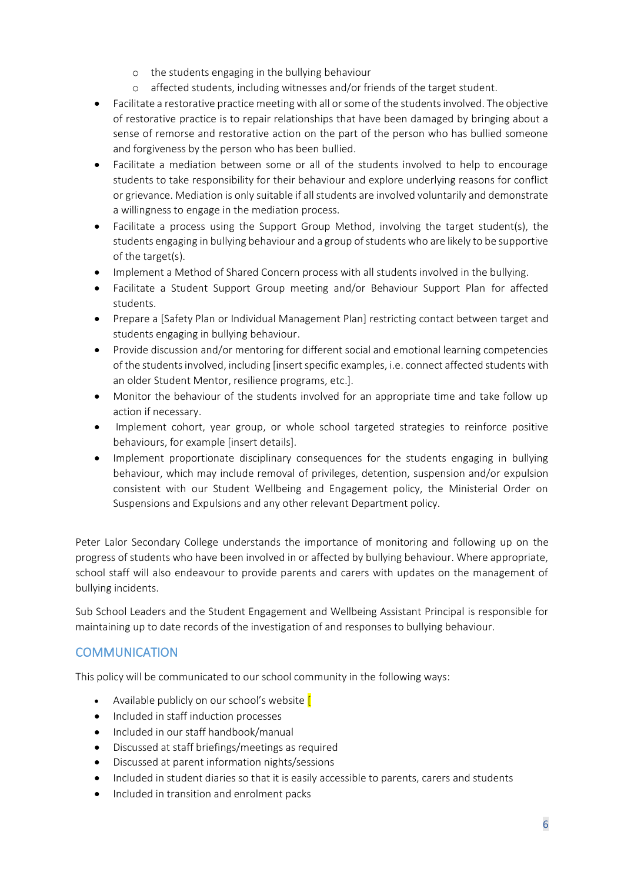- the students engaging in the bullying behaviour
    - affected students, including witnesses and/or friends of the target student.
- Facilitate a restorative practice meeting with all or some of the students involved. The objective of restorative practice is to repair relationships that have been damaged by bringing about a sense of remorse and restorative action on the part of the person who has bullied someone and forgiveness by the person who has been bullied.
- Facilitate a mediation between some or all of the students involved to help to encourage students to take responsibility for their behaviour and explore underlying reasons for conflict or grievance. Mediation is only suitable if all students are involved voluntarily and demonstrate a willingness to engage in the mediation process.
- Facilitate a process using the Support Group Method, involving the target student(s), the students engaging in bullying behaviour and a group of students who are likely to be supportive of the target(s).
- Implement a Method of Shared Concern process with all students involved in the bullying.
- Facilitate a Student Support Group meeting and/or Behaviour Support Plan for affected students.
- Prepare a [Safety Plan or Individual Management Plan] restricting contact between target and students engaging in bullying behaviour.
- Provide discussion and/or mentoring for different social and emotional learning competencies of the students involved, including [insert specific examples, i.e. connect affected students with an older Student Mentor, resilience programs, etc.].
- Monitor the behaviour of the students involved for an appropriate time and take follow up action if necessary.
- Implement cohort, year group, or whole school targeted strategies to reinforce positive behaviours, for example [insert details].
- Implement proportionate disciplinary consequences for the students engaging in bullying behaviour, which may include removal of privileges, detention, suspension and/or expulsion consistent with our Student Wellbeing and Engagement policy, the Ministerial Order on Suspensions and Expulsions and any other relevant Department policy.

Peter Lalor Secondary College understands the importance of monitoring and following up on the progress of students who have been involved in or affected by bullying behaviour. Where appropriate, school staff will also endeavour to provide parents and carers with updates on the management of bullying incidents.

Sub School Leaders and the Student Engagement and Wellbeing Assistant Principal is responsible for maintaining up to date records of the investigation of and responses to bullying behaviour.

## COMMUNICATION

This policy will be communicated to our school community in the following ways:

- Available publicly on our school's website [
- Included in staff induction processes
- Included in our staff handbook/manual
- Discussed at staff briefings/meetings as required
- Discussed at parent information nights/sessions
- Included in student diaries so that it is easily accessible to parents, carers and students
- Included in transition and enrolment packs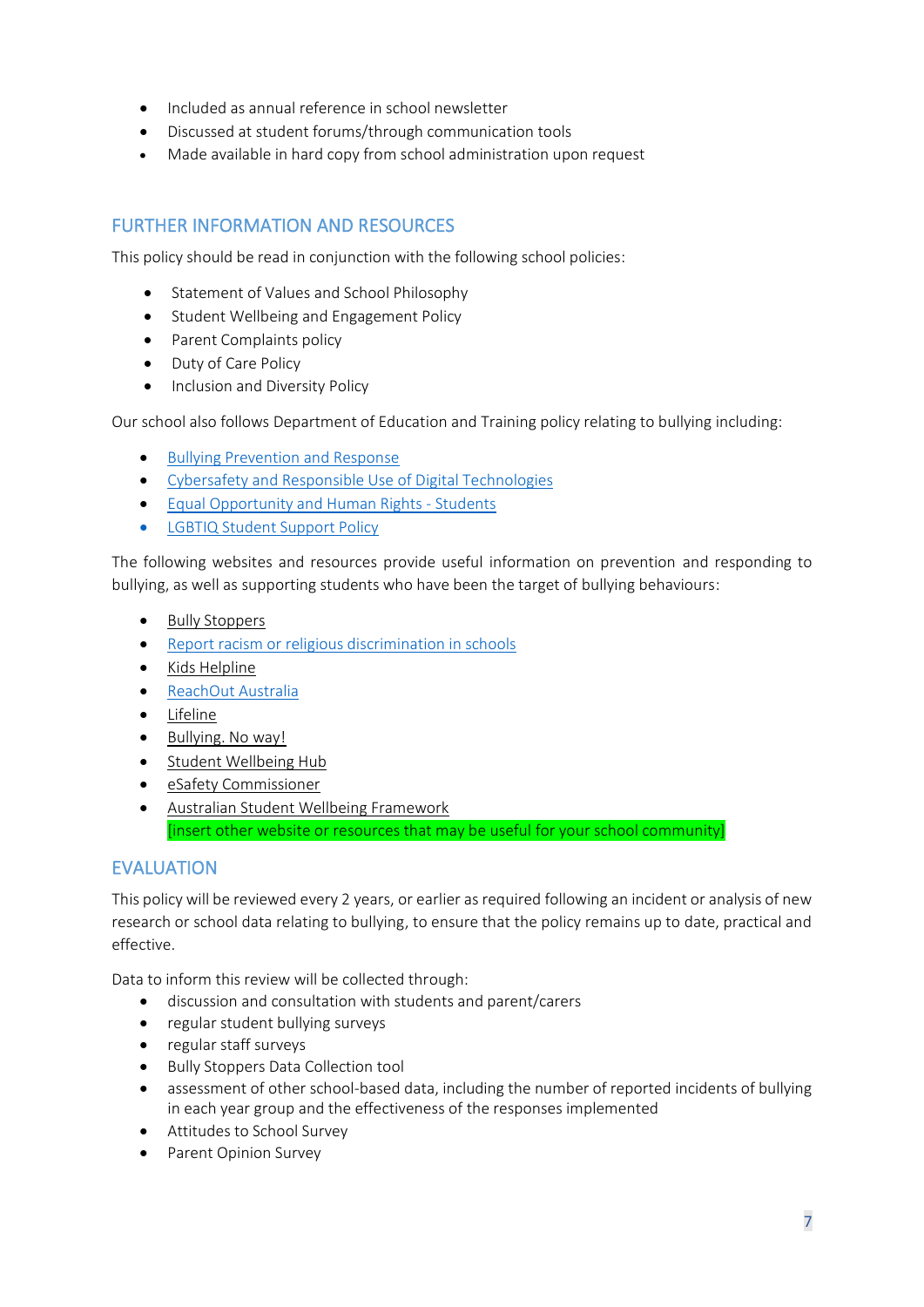- Included as annual reference in school newsletter
- Discussed at student forums/through communication tools
- Made available in hard copy from school administration upon request

## FURTHER INFORMATION AND RESOURCES

This policy should be read in conjunction with the following school policies:

- Statement of Values and School Philosophy
- Student Wellbeing and Engagement Policy
- Parent Complaints policy
- Duty of Care Policy
- Inclusion and Diversity Policy

Our school also follows Department of Education and Training policy relating to bullying including:

- Bullying Prevention and Response
- Cybersafety and Responsible Use of Digital Technologies
- Equal Opportunity and Human Rights - Students
- LGBTIQ Student Support Policy

The following websites and resources provide useful information on prevention and responding to bullying, as well as supporting students who have been the target of bullying behaviours:

- Bully Stoppers
- Report racism or religious discrimination in schools
- Kids Helpline
- ReachOut Australia
- Lifeline
- Bullying. No way!
- Student Wellbeing Hub
- eSafety Commissioner
- Australian Student Wellbeing Framework
  [insert other website or resources that may be useful for your school community]

## EVALUATION

This policy will be reviewed every 2 years, or earlier as required following an incident or analysis of new research or school data relating to bullying, to ensure that the policy remains up to date, practical and effective.

Data to inform this review will be collected through:

- discussion and consultation with students and parent/carers
- regular student bullying surveys
- regular staff surveys
- Bully Stoppers Data Collection tool
- assessment of other school-based data, including the number of reported incidents of bullying in each year group and the effectiveness of the responses implemented
- Attitudes to School Survey
- Parent Opinion Survey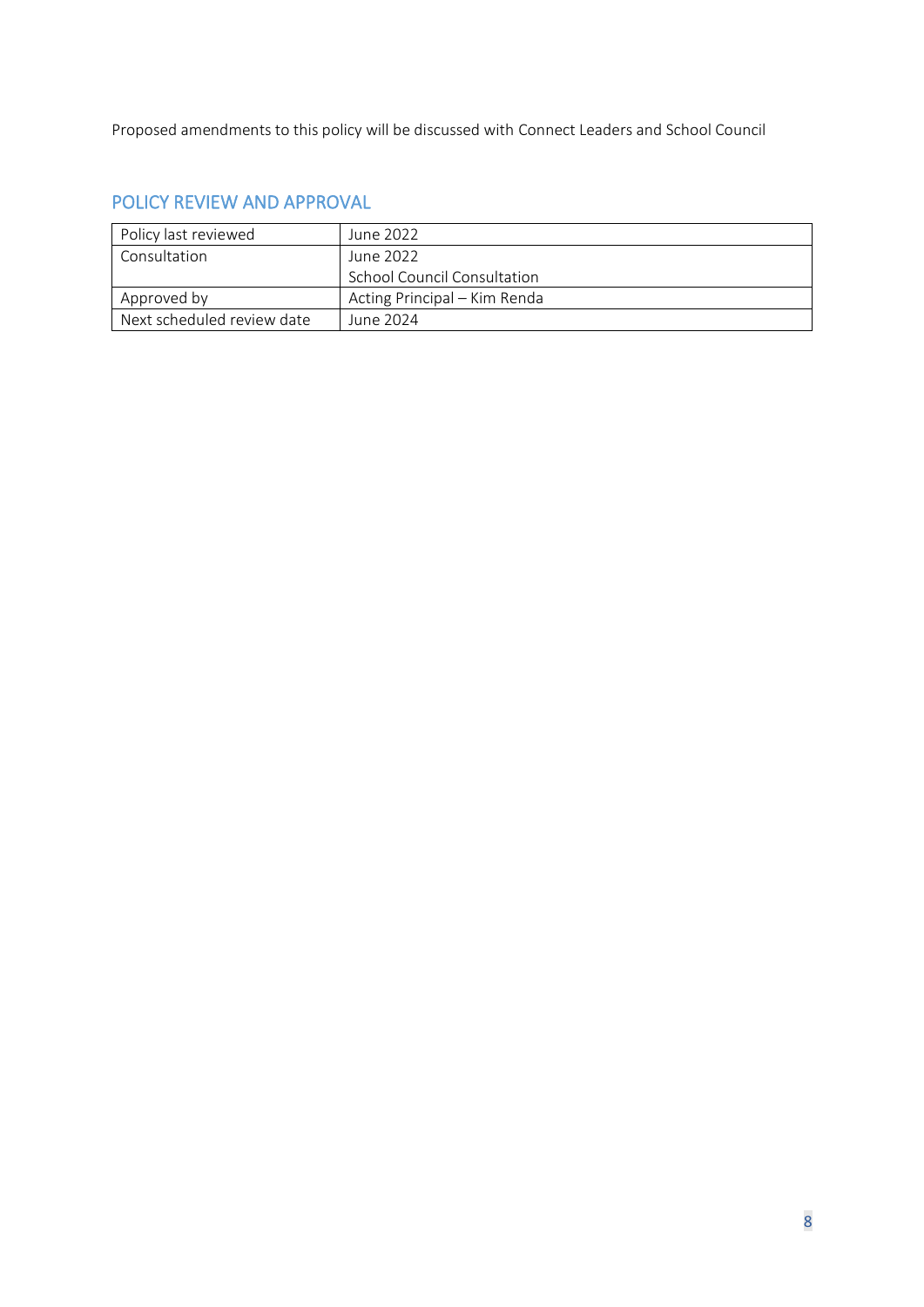Proposed amendments to this policy will be discussed with Connect Leaders and School Council

## POLICY REVIEW AND APPROVAL

| | |
|---|---|
| Policy last reviewed | June 2022 |
| Consultation | June 2022<br>School Council Consultation |
| Approved by | Acting Principal – Kim Renda |
| Next scheduled review date | June 2024 |